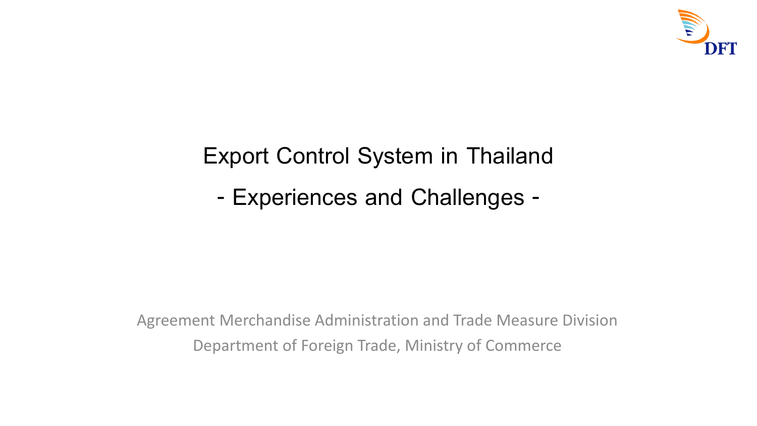DFT

# Export Control System in Thailand

## - Experiences and Challenges -

Agreement Merchandise Administration and Trade Measure Division

Department of Foreign Trade, Ministry of Commerce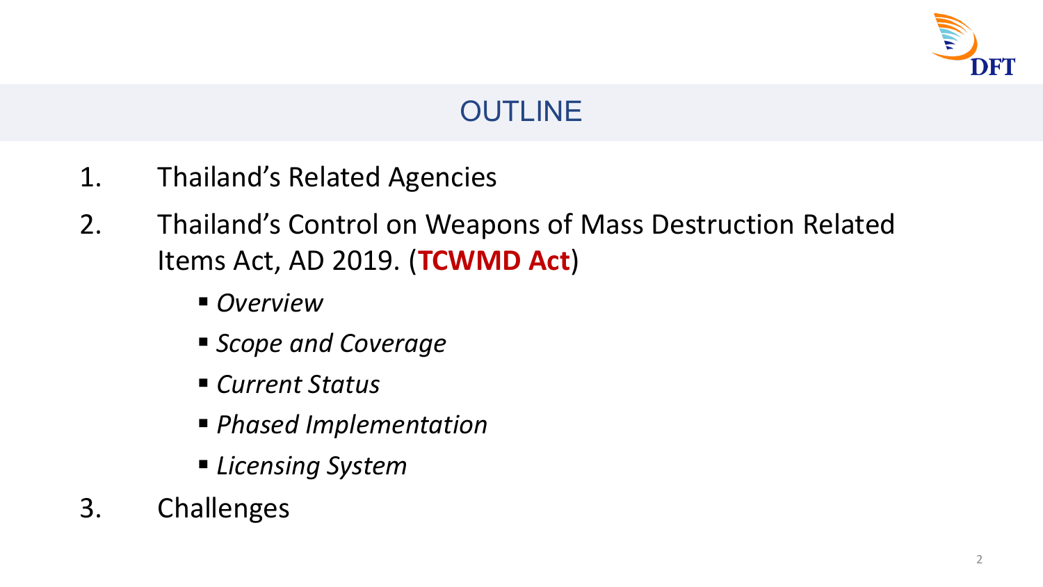# OUTLINE

1. Thailand's Related Agencies
2. Thailand's Control on Weapons of Mass Destruction Related Items Act, AD 2019. (**TCWMD Act**)
   - *Overview*
   - *Scope and Coverage*
   - *Current Status*
   - *Phased Implementation*
   - *Licensing System*
3. Challenges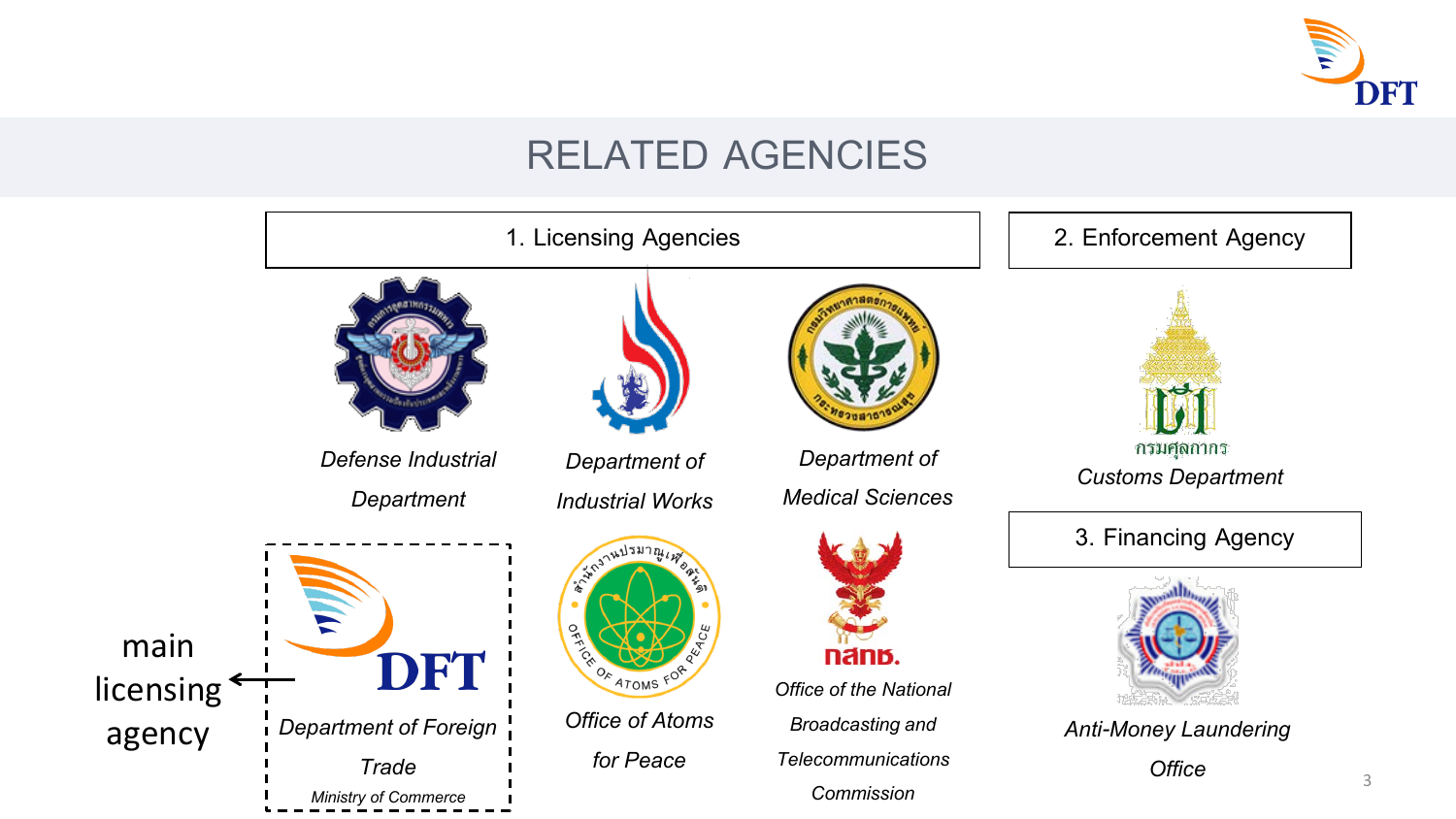# RELATED AGENCIES

## 1. Licensing Agencies

- *Defense Industrial Department*
- *Department of Industrial Works*
- *Department of Medical Sciences*
- *Department of Foreign Trade* — *Ministry of Commerce* (main licensing agency)
- *Office of Atoms for Peace*
- *Office of the National Broadcasting and Telecommunications Commission*

## 2. Enforcement Agency

- *Customs Department*

## 3. Financing Agency

- *Anti-Money Laundering Office*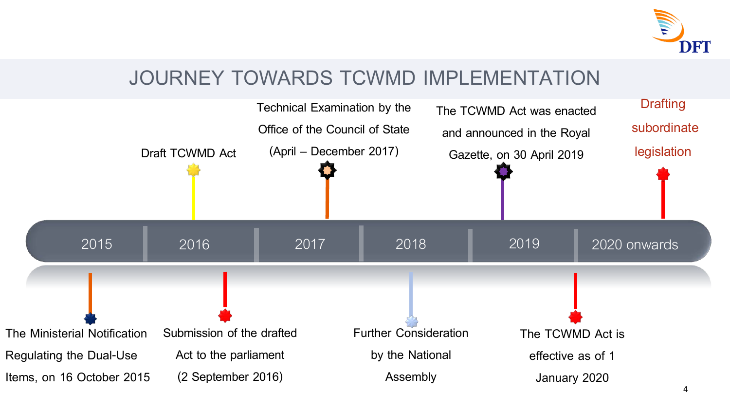# JOURNEY TOWARDS TCWMD IMPLEMENTATION

- **2015** — The Ministerial Notification Regulating the Dual-Use Items, on 16 October 2015
- **2016** — Draft TCWMD Act
- **2016** — Submission of the drafted Act to the parliament (2 September 2016)
- **2017** — Technical Examination by the Office of the Council of State (April – December 2017)
- **2018** — Further Consideration by the National Assembly
- **2019** — The TCWMD Act was enacted and announced in the Royal Gazette, on 30 April 2019
- **2019** — The TCWMD Act is effective as of 1 January 2020
- **2020 onwards** — Drafting subordinate legislation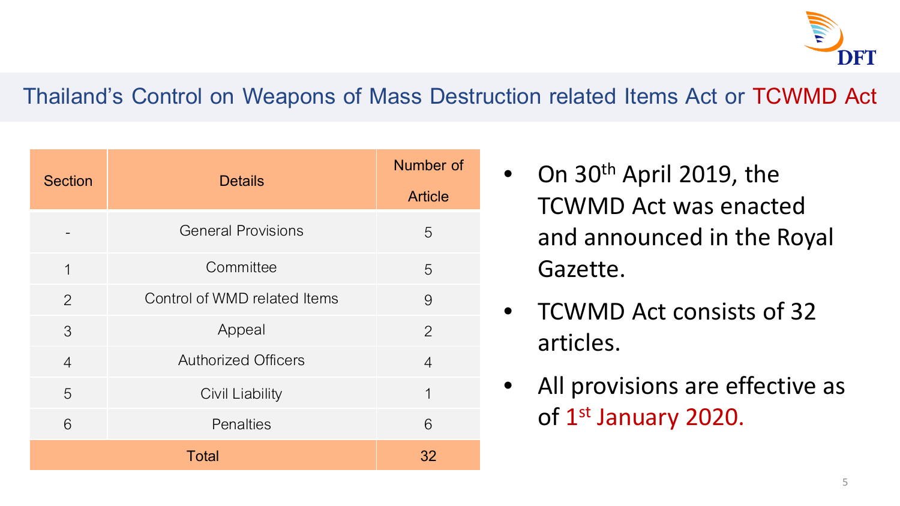# Thailand's Control on Weapons of Mass Destruction related Items Act or TCWMD Act

| Section | Details | Number of Article |
|---|---|---|
| - | General Provisions | 5 |
| 1 | Committee | 5 |
| 2 | Control of WMD related Items | 9 |
| 3 | Appeal | 2 |
| 4 | Authorized Officers | 4 |
| 5 | Civil Liability | 1 |
| 6 | Penalties | 6 |
| Total | | 32 |

- On 30th April 2019, the TCWMD Act was enacted and announced in the Royal Gazette.
- TCWMD Act consists of 32 articles.
- All provisions are effective as of 1st January 2020.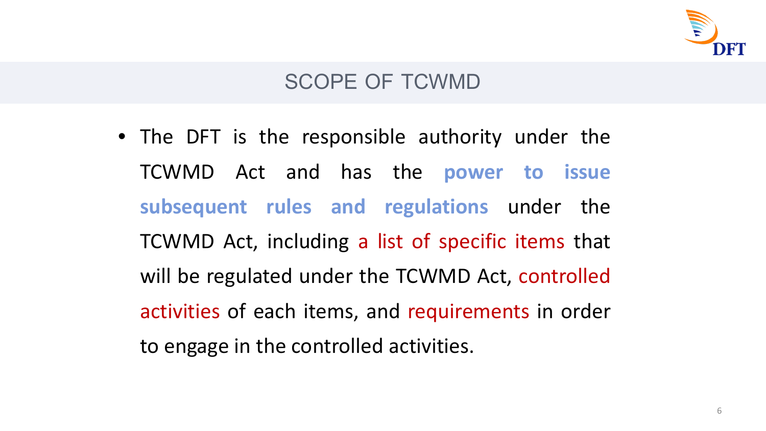## SCOPE OF TCWMD

- The DFT is the responsible authority under the TCWMD Act and has the **power to issue subsequent rules and regulations** under the TCWMD Act, including a list of specific items that will be regulated under the TCWMD Act, controlled activities of each items, and requirements in order to engage in the controlled activities.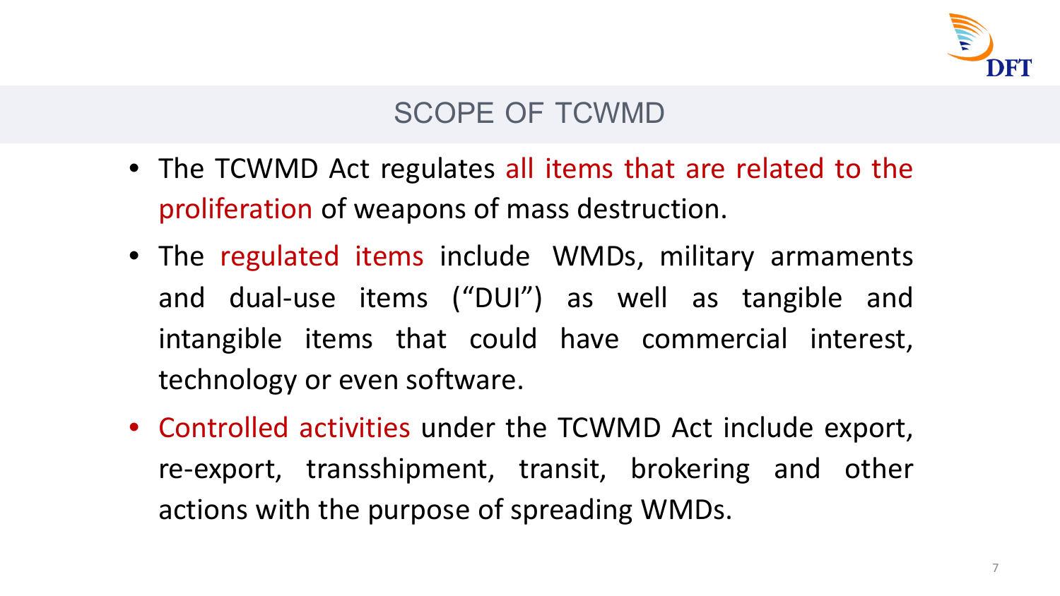# SCOPE OF TCWMD

- The TCWMD Act regulates all items that are related to the proliferation of weapons of mass destruction.
- The regulated items include WMDs, military armaments and dual-use items ("DUI") as well as tangible and intangible items that could have commercial interest, technology or even software.
- Controlled activities under the TCWMD Act include export, re-export, transshipment, transit, brokering and other actions with the purpose of spreading WMDs.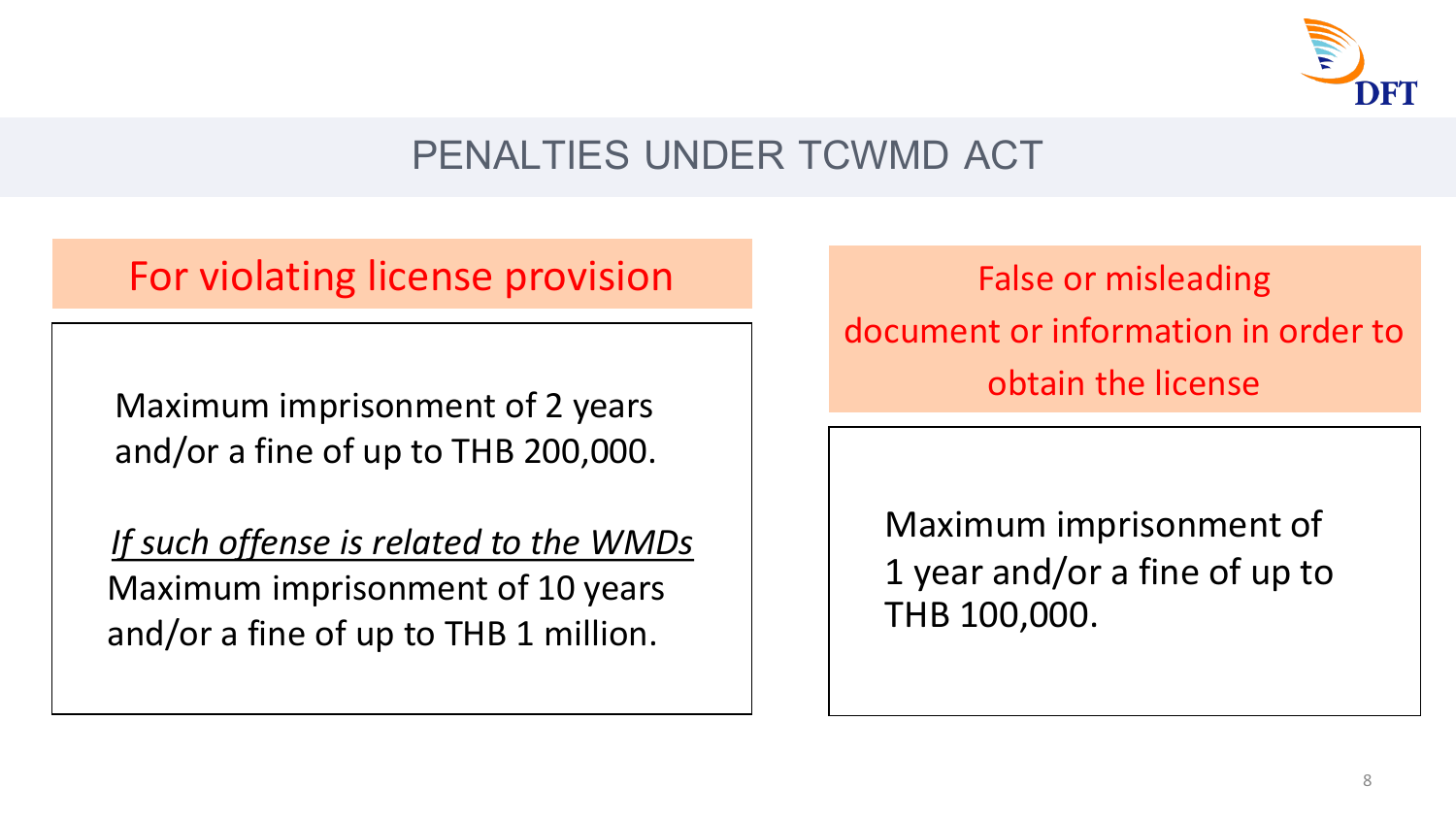# PENALTIES UNDER TCWMD ACT

## For violating license provision

Maximum imprisonment of 2 years and/or a fine of up to THB 200,000.

*If such offense is related to the WMDs*
Maximum imprisonment of 10 years and/or a fine of up to THB 1 million.

## False or misleading document or information in order to obtain the license

Maximum imprisonment of 1 year and/or a fine of up to THB 100,000.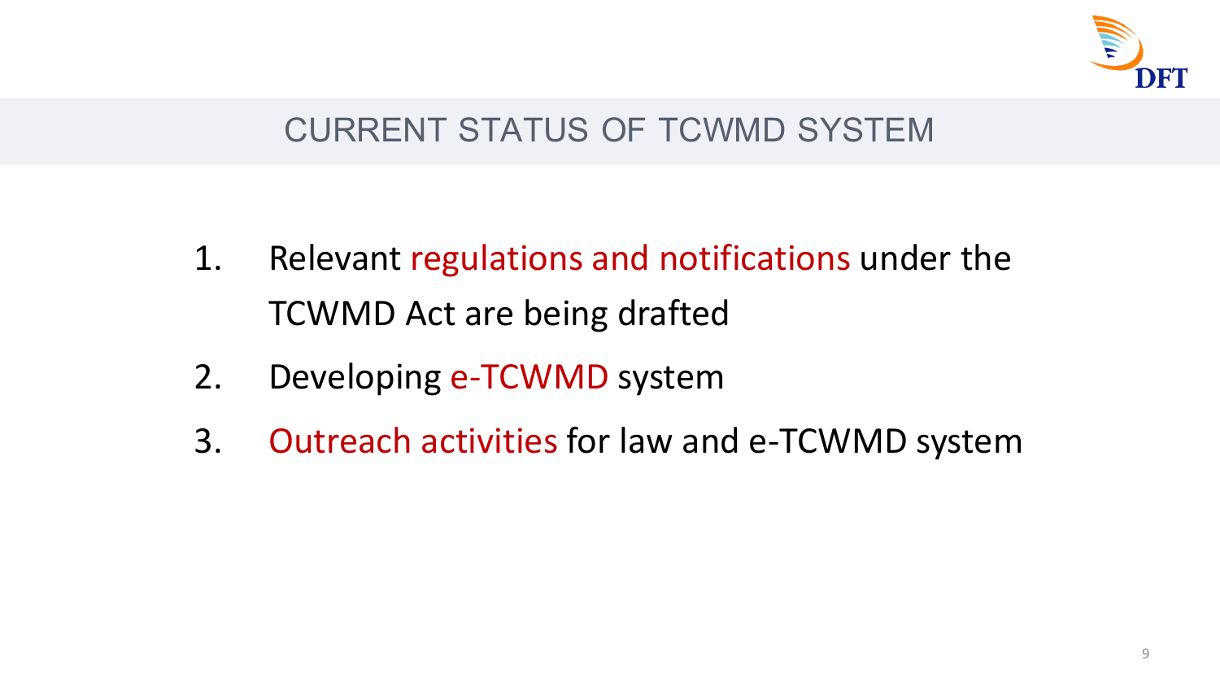# CURRENT STATUS OF TCWMD SYSTEM

1. Relevant regulations and notifications under the TCWMD Act are being drafted
2. Developing e-TCWMD system
3. Outreach activities for law and e-TCWMD system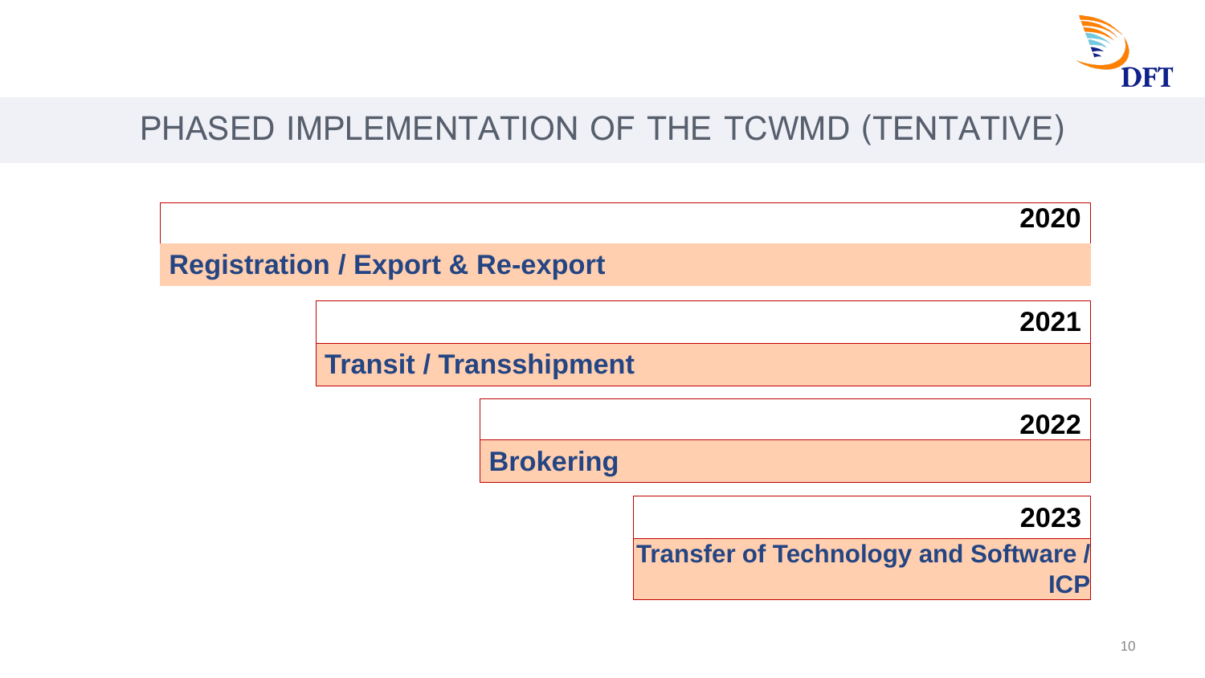# PHASED IMPLEMENTATION OF THE TCWMD (TENTATIVE)

**2020**

**Registration / Export & Re-export**

**2021**

**Transit / Transshipment**

**2022**

**Brokering**

**2023**

**Transfer of Technology and Software / ICP**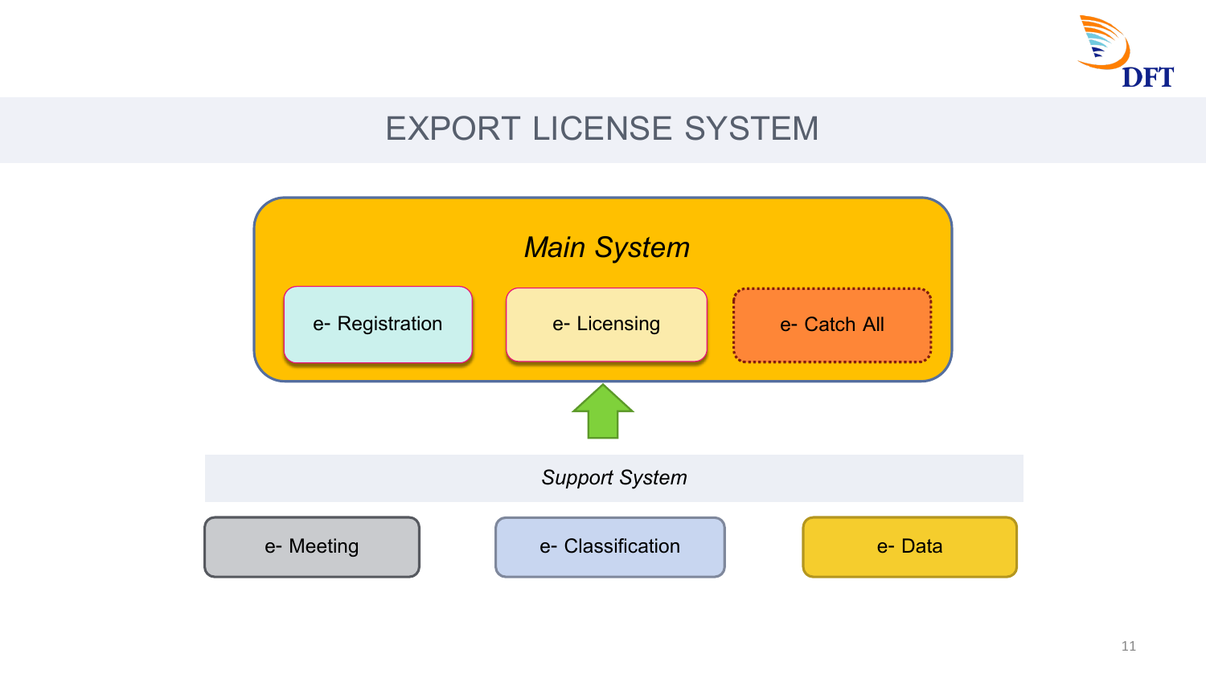# EXPORT LICENSE SYSTEM

*Main System*

- e- Registration
- e- Licensing
- e- Catch All

*Support System*

- e- Meeting
- e- Classification
- e- Data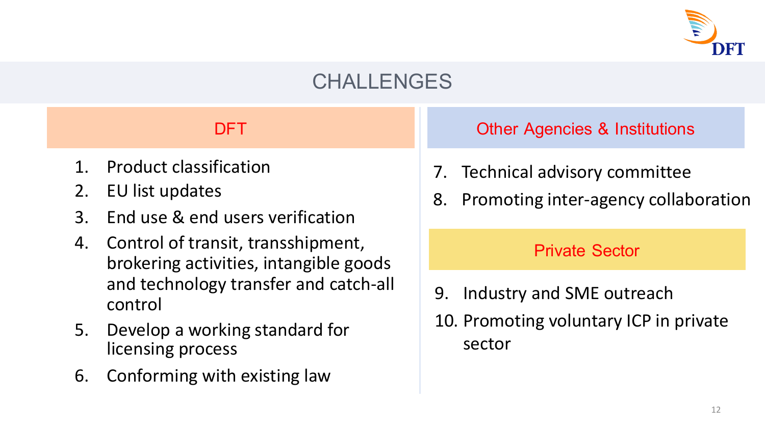# CHALLENGES

## DFT

1. Product classification
2. EU list updates
3. End use & end users verification
4. Control of transit, transshipment, brokering activities, intangible goods and technology transfer and catch-all control
5. Develop a working standard for licensing process
6. Conforming with existing law

## Other Agencies & Institutions

7. Technical advisory committee
8. Promoting inter-agency collaboration

## Private Sector

9. Industry and SME outreach
10. Promoting voluntary ICP in private sector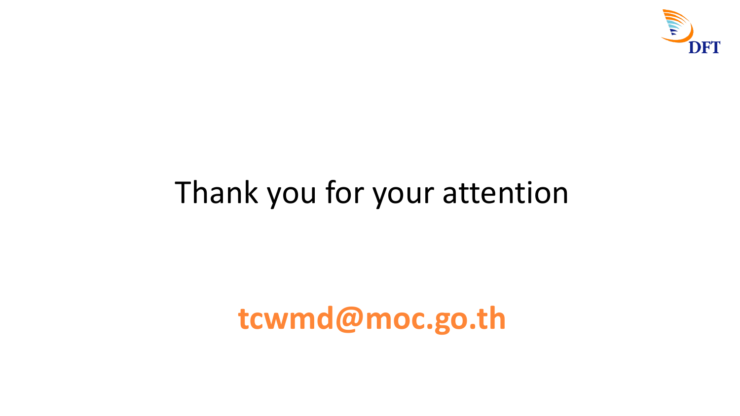Thank you for your attention

**tcwmd@moc.go.th**